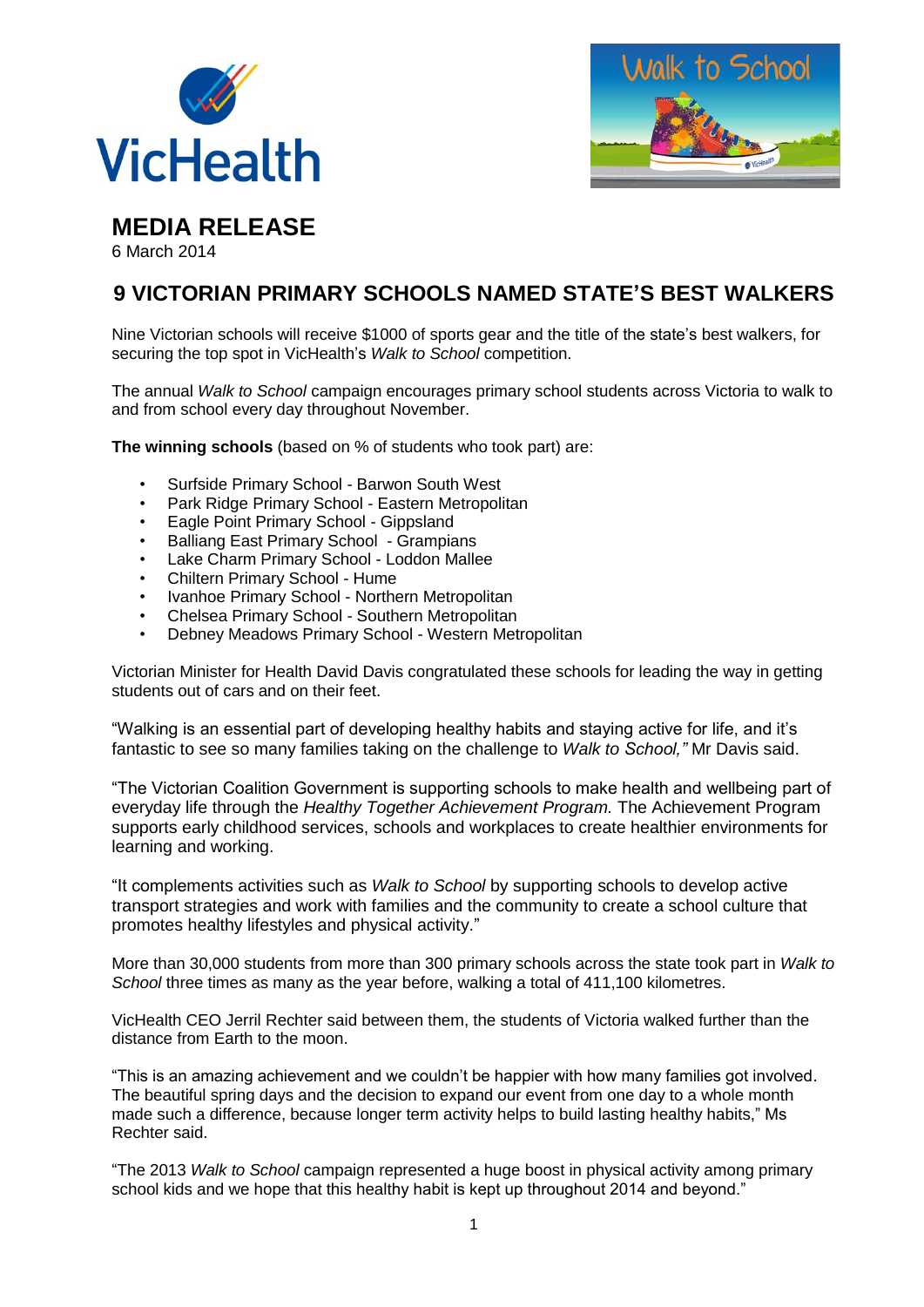# MEDIA RELEASE

6 March 2014

## 9 VICTORIAN PRIMARY SCHOOLS NAMED STATE'S BEST WALKERS

Nine Victorian schools will receive $1000 of sports gear and the title of the state's best walkers, for securing the top spot in VicHealth's *Walk to School* competition.

The annual *Walk to School* campaign encourages primary school students across Victoria to walk to and from school every day throughout November.

**The winning schools** (based on % of students who took part) are:

- Surfside Primary School - Barwon South West
- Park Ridge Primary School - Eastern Metropolitan
- Eagle Point Primary School - Gippsland
- Balliang East Primary School - Grampians
- Lake Charm Primary School - Loddon Mallee
- Chiltern Primary School - Hume
- Ivanhoe Primary School - Northern Metropolitan
- Chelsea Primary School - Southern Metropolitan
- Debney Meadows Primary School - Western Metropolitan

Victorian Minister for Health David Davis congratulated these schools for leading the way in getting students out of cars and on their feet.

"Walking is an essential part of developing healthy habits and staying active for life, and it's fantastic to see so many families taking on the challenge to *Walk to School,"* Mr Davis said.

"The Victorian Coalition Government is supporting schools to make health and wellbeing part of everyday life through the *Healthy Together Achievement Program.* The Achievement Program supports early childhood services, schools and workplaces to create healthier environments for learning and working.

"It complements activities such as *Walk to School* by supporting schools to develop active transport strategies and work with families and the community to create a school culture that promotes healthy lifestyles and physical activity."

More than 30,000 students from more than 300 primary schools across the state took part in *Walk to School* three times as many as the year before, walking a total of 411,100 kilometres.

VicHealth CEO Jerril Rechter said between them, the students of Victoria walked further than the distance from Earth to the moon.

"This is an amazing achievement and we couldn't be happier with how many families got involved. The beautiful spring days and the decision to expand our event from one day to a whole month made such a difference, because longer term activity helps to build lasting healthy habits," Ms Rechter said.

"The 2013 *Walk to School* campaign represented a huge boost in physical activity among primary school kids and we hope that this healthy habit is kept up throughout 2014 and beyond."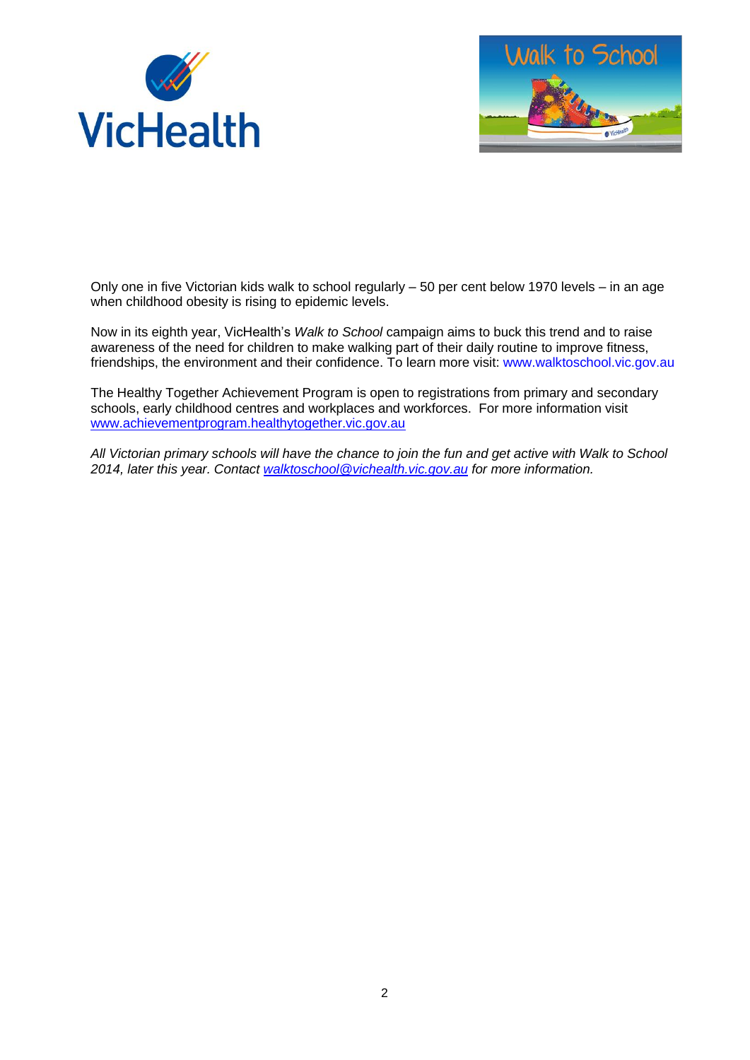Only one in five Victorian kids walk to school regularly – 50 per cent below 1970 levels – in an age when childhood obesity is rising to epidemic levels.

Now in its eighth year, VicHealth's *Walk to School* campaign aims to buck this trend and to raise awareness of the need for children to make walking part of their daily routine to improve fitness, friendships, the environment and their confidence. To learn more visit: www.walktoschool.vic.gov.au

The Healthy Together Achievement Program is open to registrations from primary and secondary schools, early childhood centres and workplaces and workforces. For more information visit www.achievementprogram.healthytogether.vic.gov.au

*All Victorian primary schools will have the chance to join the fun and get active with Walk to School 2014, later this year. Contact walktoschool@vichealth.vic.gov.au for more information.*